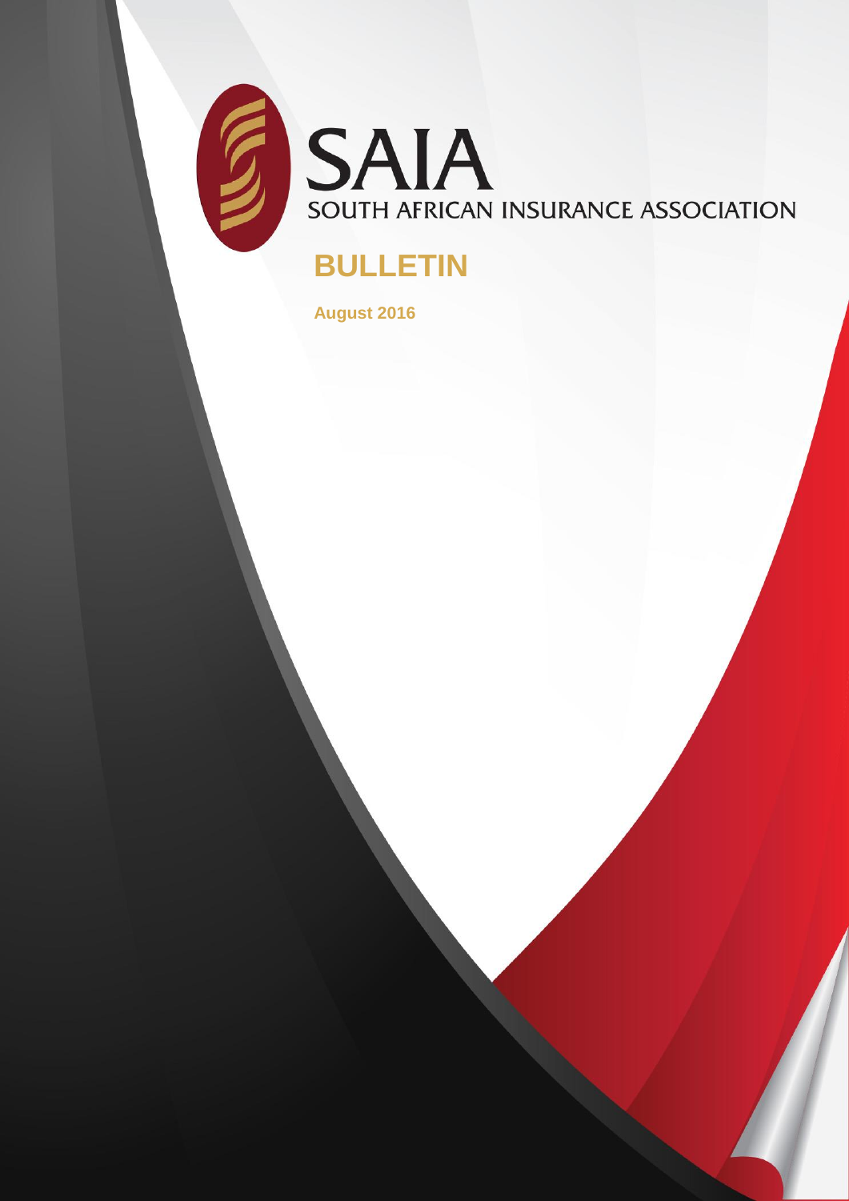# SAIA

SOUTH AFRICAN INSURANCE ASSOCIATION

## BULLETIN

**August 2016**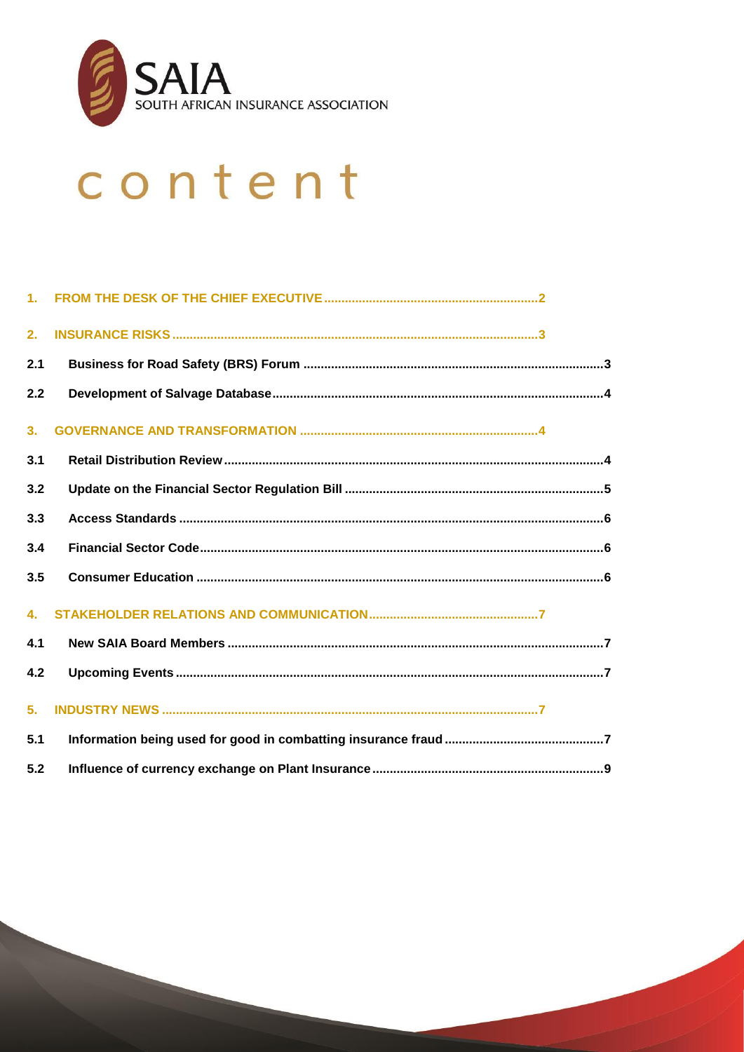# content

| | | |
|---|---|---|
| **1.** | **FROM THE DESK OF THE CHIEF EXECUTIVE** | **2** |
| **2.** | **INSURANCE RISKS** | **3** |
| **2.1** | **Business for Road Safety (BRS) Forum** | **3** |
| **2.2** | **Development of Salvage Database** | **4** |
| **3.** | **GOVERNANCE AND TRANSFORMATION** | **4** |
| **3.1** | **Retail Distribution Review** | **4** |
| **3.2** | **Update on the Financial Sector Regulation Bill** | **5** |
| **3.3** | **Access Standards** | **6** |
| **3.4** | **Financial Sector Code** | **6** |
| **3.5** | **Consumer Education** | **6** |
| **4.** | **STAKEHOLDER RELATIONS AND COMMUNICATION** | **7** |
| **4.1** | **New SAIA Board Members** | **7** |
| **4.2** | **Upcoming Events** | **7** |
| **5.** | **INDUSTRY NEWS** | **7** |
| **5.1** | **Information being used for good in combatting insurance fraud** | **7** |
| **5.2** | **Influence of currency exchange on Plant Insurance** | **9** |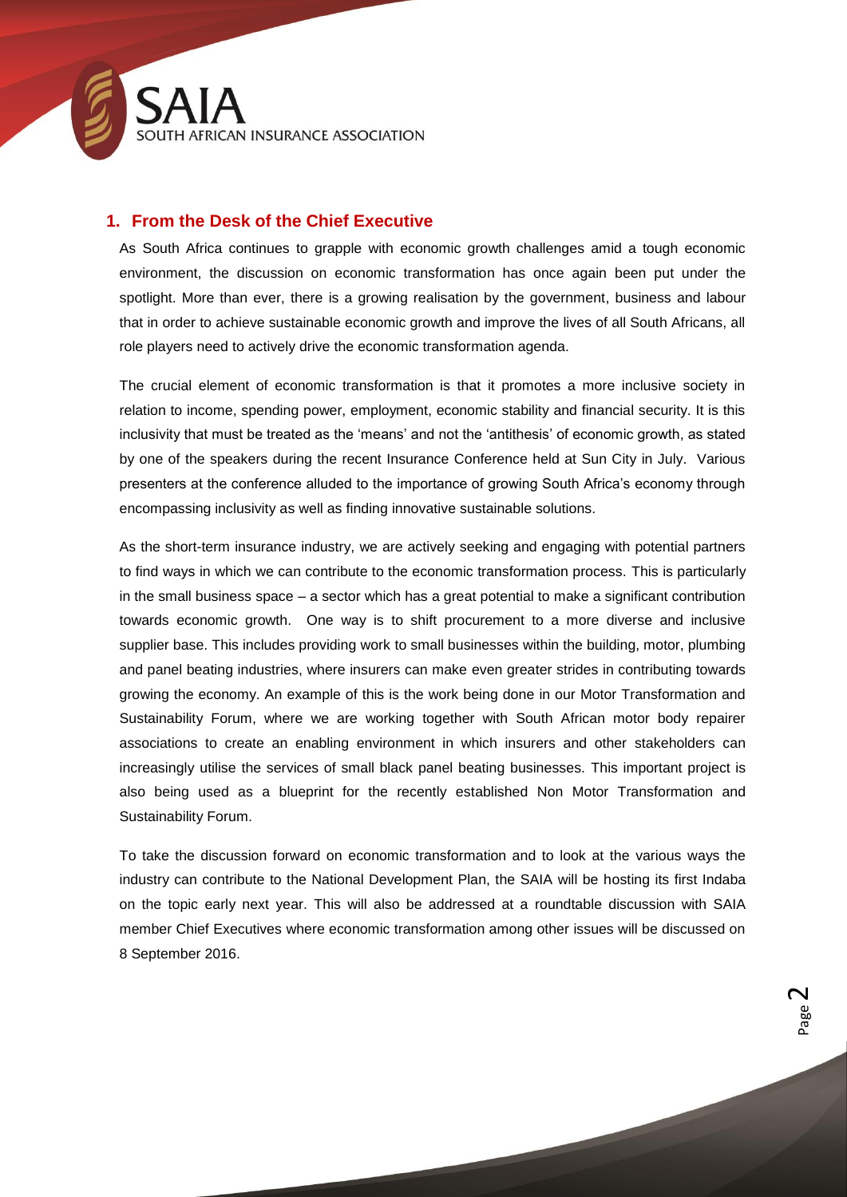## 1. From the Desk of the Chief Executive

As South Africa continues to grapple with economic growth challenges amid a tough economic environment, the discussion on economic transformation has once again been put under the spotlight. More than ever, there is a growing realisation by the government, business and labour that in order to achieve sustainable economic growth and improve the lives of all South Africans, all role players need to actively drive the economic transformation agenda.

The crucial element of economic transformation is that it promotes a more inclusive society in relation to income, spending power, employment, economic stability and financial security. It is this inclusivity that must be treated as the 'means' and not the 'antithesis' of economic growth, as stated by one of the speakers during the recent Insurance Conference held at Sun City in July. Various presenters at the conference alluded to the importance of growing South Africa's economy through encompassing inclusivity as well as finding innovative sustainable solutions.

As the short-term insurance industry, we are actively seeking and engaging with potential partners to find ways in which we can contribute to the economic transformation process. This is particularly in the small business space – a sector which has a great potential to make a significant contribution towards economic growth. One way is to shift procurement to a more diverse and inclusive supplier base. This includes providing work to small businesses within the building, motor, plumbing and panel beating industries, where insurers can make even greater strides in contributing towards growing the economy. An example of this is the work being done in our Motor Transformation and Sustainability Forum, where we are working together with South African motor body repairer associations to create an enabling environment in which insurers and other stakeholders can increasingly utilise the services of small black panel beating businesses. This important project is also being used as a blueprint for the recently established Non Motor Transformation and Sustainability Forum.

To take the discussion forward on economic transformation and to look at the various ways the industry can contribute to the National Development Plan, the SAIA will be hosting its first Indaba on the topic early next year. This will also be addressed at a roundtable discussion with SAIA member Chief Executives where economic transformation among other issues will be discussed on 8 September 2016.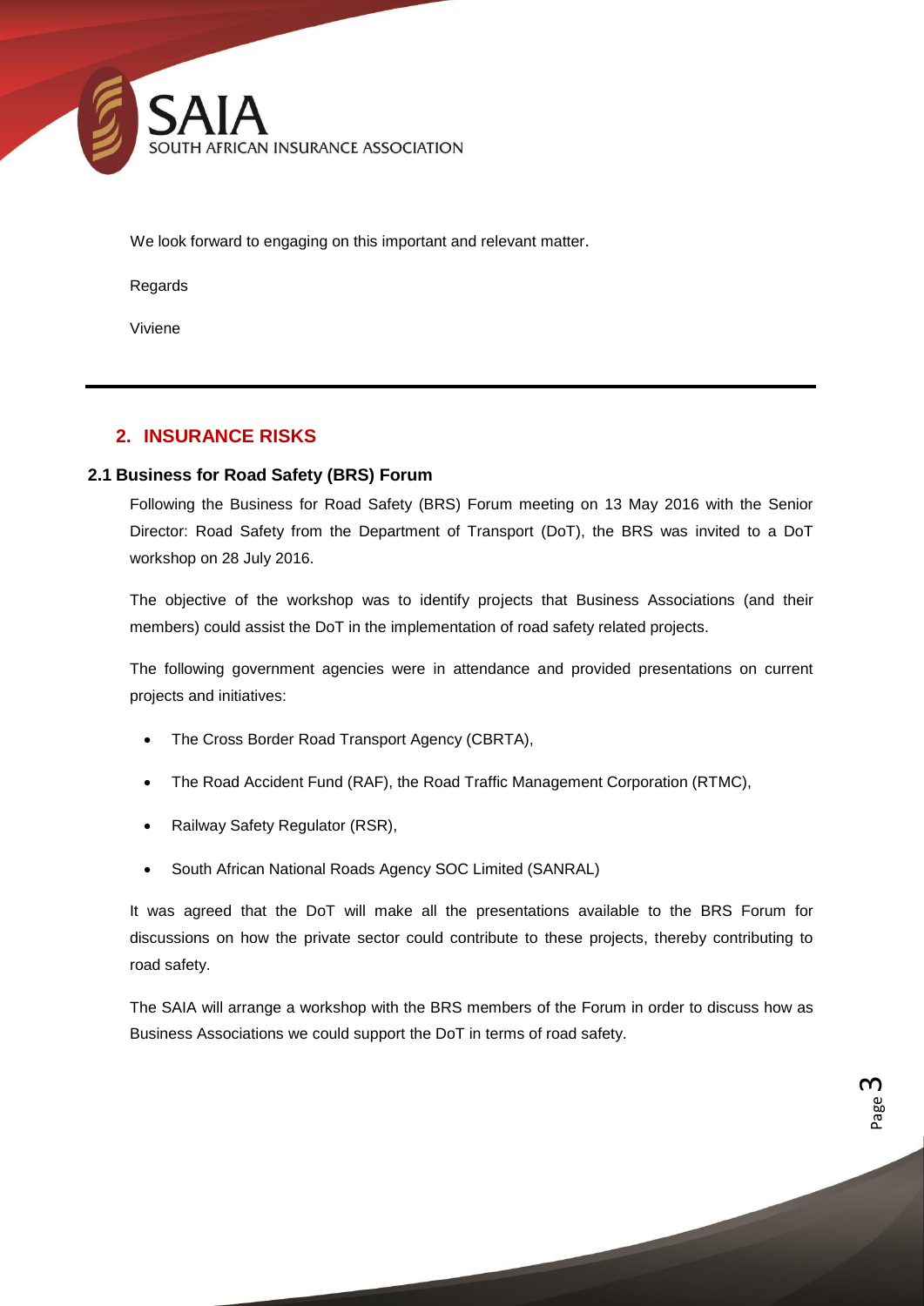We look forward to engaging on this important and relevant matter.

Regards

Viviene

---

## 2. INSURANCE RISKS

### 2.1 Business for Road Safety (BRS) Forum

Following the Business for Road Safety (BRS) Forum meeting on 13 May 2016 with the Senior Director: Road Safety from the Department of Transport (DoT), the BRS was invited to a DoT workshop on 28 July 2016.

The objective of the workshop was to identify projects that Business Associations (and their members) could assist the DoT in the implementation of road safety related projects.

The following government agencies were in attendance and provided presentations on current projects and initiatives:

- The Cross Border Road Transport Agency (CBRTA),
- The Road Accident Fund (RAF), the Road Traffic Management Corporation (RTMC),
- Railway Safety Regulator (RSR),
- South African National Roads Agency SOC Limited (SANRAL)

It was agreed that the DoT will make all the presentations available to the BRS Forum for discussions on how the private sector could contribute to these projects, thereby contributing to road safety.

The SAIA will arrange a workshop with the BRS members of the Forum in order to discuss how as Business Associations we could support the DoT in terms of road safety.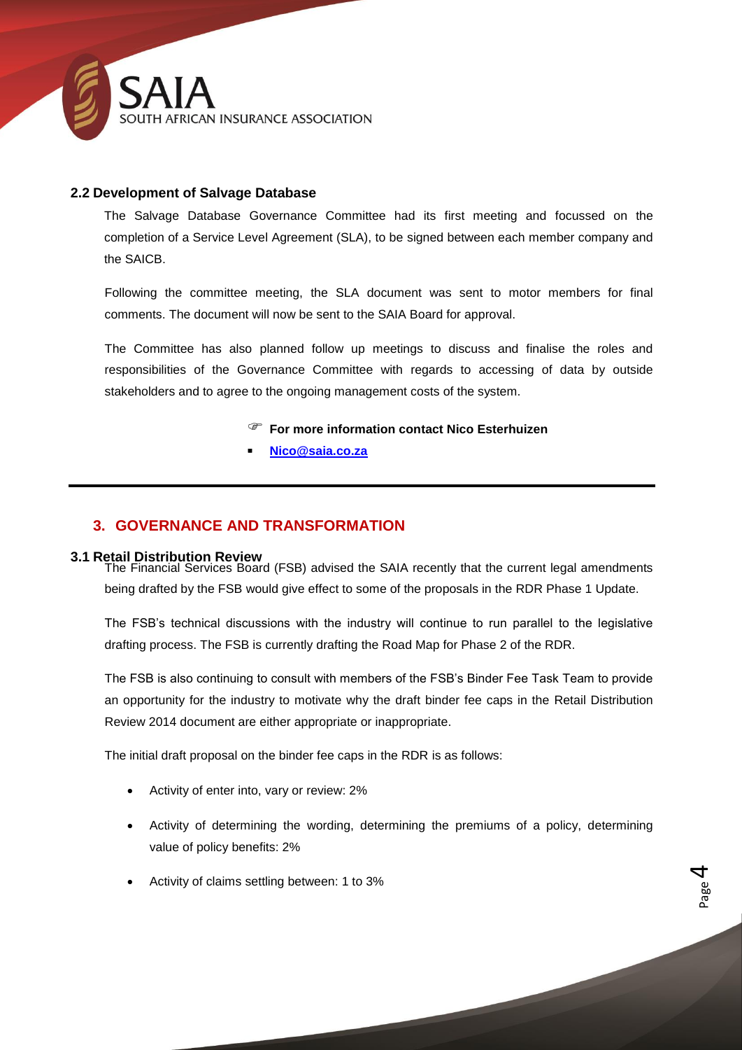### 2.2 Development of Salvage Database

The Salvage Database Governance Committee had its first meeting and focussed on the completion of a Service Level Agreement (SLA), to be signed between each member company and the SAICB.

Following the committee meeting, the SLA document was sent to motor members for final comments. The document will now be sent to the SAIA Board for approval.

The Committee has also planned follow up meetings to discuss and finalise the roles and responsibilities of the Governance Committee with regards to accessing of data by outside stakeholders and to agree to the ongoing management costs of the system.

☞ **For more information contact Nico Esterhuizen**

- **Nico@saia.co.za**

---

## 3. GOVERNANCE AND TRANSFORMATION

### 3.1 Retail Distribution Review

The Financial Services Board (FSB) advised the SAIA recently that the current legal amendments being drafted by the FSB would give effect to some of the proposals in the RDR Phase 1 Update.

The FSB's technical discussions with the industry will continue to run parallel to the legislative drafting process. The FSB is currently drafting the Road Map for Phase 2 of the RDR.

The FSB is also continuing to consult with members of the FSB's Binder Fee Task Team to provide an opportunity for the industry to motivate why the draft binder fee caps in the Retail Distribution Review 2014 document are either appropriate or inappropriate.

The initial draft proposal on the binder fee caps in the RDR is as follows:

- Activity of enter into, vary or review: 2%
- Activity of determining the wording, determining the premiums of a policy, determining value of policy benefits: 2%
- Activity of claims settling between: 1 to 3%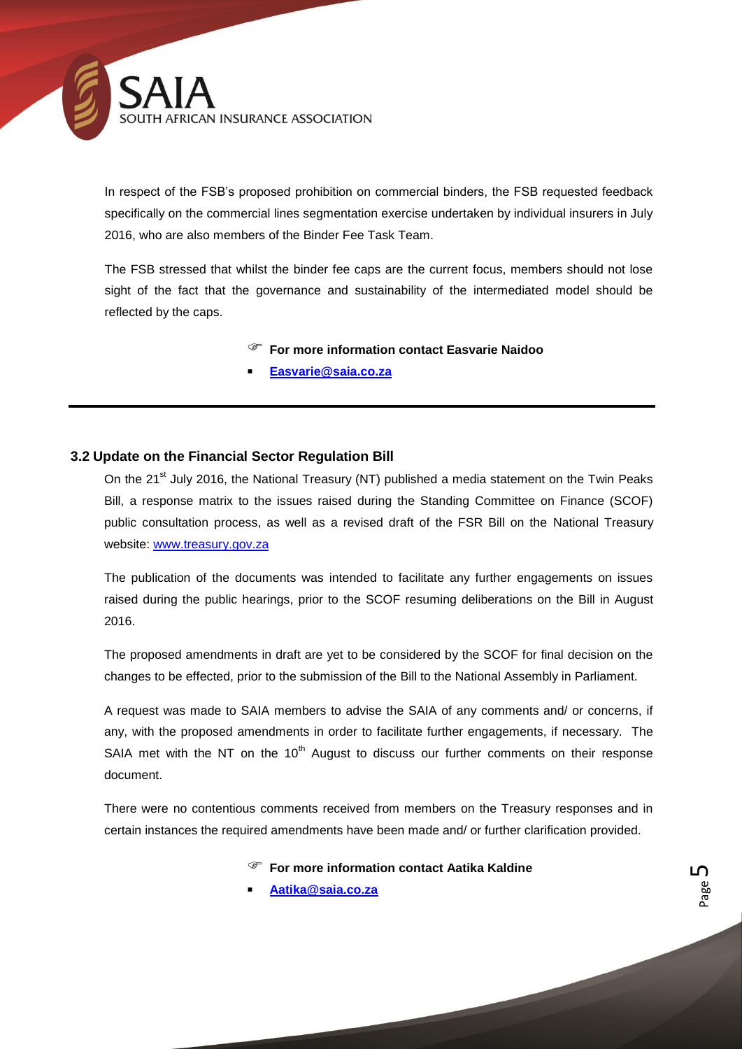In respect of the FSB's proposed prohibition on commercial binders, the FSB requested feedback specifically on the commercial lines segmentation exercise undertaken by individual insurers in July 2016, who are also members of the Binder Fee Task Team.

The FSB stressed that whilst the binder fee caps are the current focus, members should not lose sight of the fact that the governance and sustainability of the intermediated model should be reflected by the caps.

☞ **For more information contact Easvarie Naidoo**

- **Easvarie@saia.co.za**

---

### 3.2 Update on the Financial Sector Regulation Bill

On the 21st July 2016, the National Treasury (NT) published a media statement on the Twin Peaks Bill, a response matrix to the issues raised during the Standing Committee on Finance (SCOF) public consultation process, as well as a revised draft of the FSR Bill on the National Treasury website: www.treasury.gov.za

The publication of the documents was intended to facilitate any further engagements on issues raised during the public hearings, prior to the SCOF resuming deliberations on the Bill in August 2016.

The proposed amendments in draft are yet to be considered by the SCOF for final decision on the changes to be effected, prior to the submission of the Bill to the National Assembly in Parliament.

A request was made to SAIA members to advise the SAIA of any comments and/ or concerns, if any, with the proposed amendments in order to facilitate further engagements, if necessary. The SAIA met with the NT on the 10th August to discuss our further comments on their response document.

There were no contentious comments received from members on the Treasury responses and in certain instances the required amendments have been made and/ or further clarification provided.

☞ **For more information contact Aatika Kaldine**

- **Aatika@saia.co.za**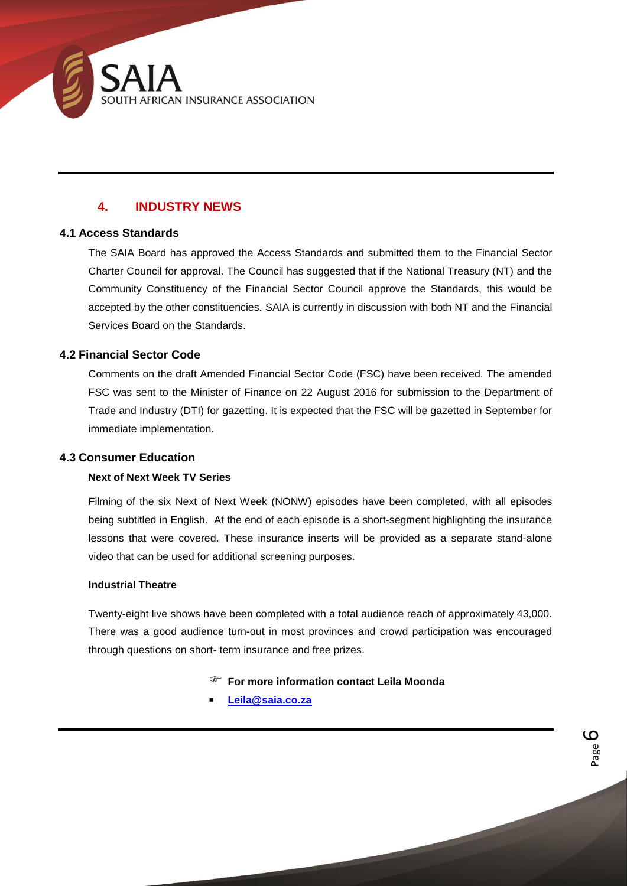## 4. INDUSTRY NEWS

### 4.1 Access Standards

The SAIA Board has approved the Access Standards and submitted them to the Financial Sector Charter Council for approval. The Council has suggested that if the National Treasury (NT) and the Community Constituency of the Financial Sector Council approve the Standards, this would be accepted by the other constituencies. SAIA is currently in discussion with both NT and the Financial Services Board on the Standards.

### 4.2 Financial Sector Code

Comments on the draft Amended Financial Sector Code (FSC) have been received. The amended FSC was sent to the Minister of Finance on 22 August 2016 for submission to the Department of Trade and Industry (DTI) for gazetting. It is expected that the FSC will be gazetted in September for immediate implementation.

### 4.3 Consumer Education

**Next of Next Week TV Series**

Filming of the six Next of Next Week (NONW) episodes have been completed, with all episodes being subtitled in English. At the end of each episode is a short-segment highlighting the insurance lessons that were covered. These insurance inserts will be provided as a separate stand-alone video that can be used for additional screening purposes.

**Industrial Theatre**

Twenty-eight live shows have been completed with a total audience reach of approximately 43,000. There was a good audience turn-out in most provinces and crowd participation was encouraged through questions on short- term insurance and free prizes.

☞ **For more information contact Leila Moonda**

- **Leila@saia.co.za**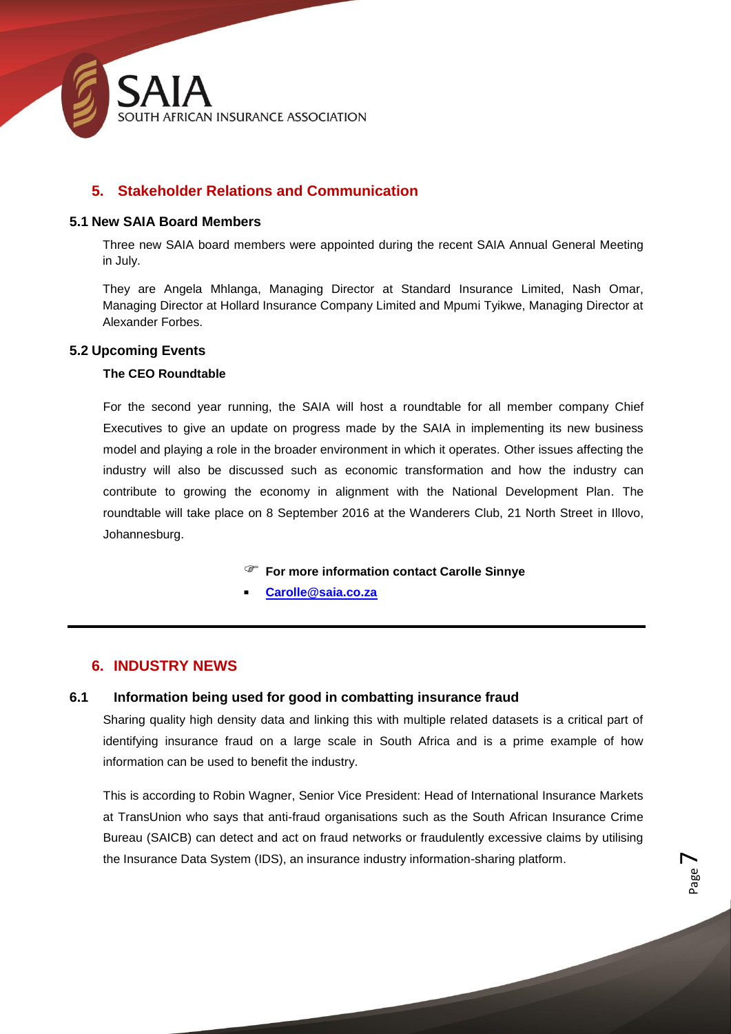## 5. Stakeholder Relations and Communication

### 5.1 New SAIA Board Members

Three new SAIA board members were appointed during the recent SAIA Annual General Meeting in July.

They are Angela Mhlanga, Managing Director at Standard Insurance Limited, Nash Omar, Managing Director at Hollard Insurance Company Limited and Mpumi Tyikwe, Managing Director at Alexander Forbes.

### 5.2 Upcoming Events

**The CEO Roundtable**

For the second year running, the SAIA will host a roundtable for all member company Chief Executives to give an update on progress made by the SAIA in implementing its new business model and playing a role in the broader environment in which it operates. Other issues affecting the industry will also be discussed such as economic transformation and how the industry can contribute to growing the economy in alignment with the National Development Plan. The roundtable will take place on 8 September 2016 at the Wanderers Club, 21 North Street in Illovo, Johannesburg.

☞ **For more information contact Carolle Sinnye**

- **Carolle@saia.co.za**

---

## 6. INDUSTRY NEWS

### 6.1 Information being used for good in combatting insurance fraud

Sharing quality high density data and linking this with multiple related datasets is a critical part of identifying insurance fraud on a large scale in South Africa and is a prime example of how information can be used to benefit the industry.

This is according to Robin Wagner, Senior Vice President: Head of International Insurance Markets at TransUnion who says that anti-fraud organisations such as the South African Insurance Crime Bureau (SAICB) can detect and act on fraud networks or fraudulently excessive claims by utilising the Insurance Data System (IDS), an insurance industry information-sharing platform.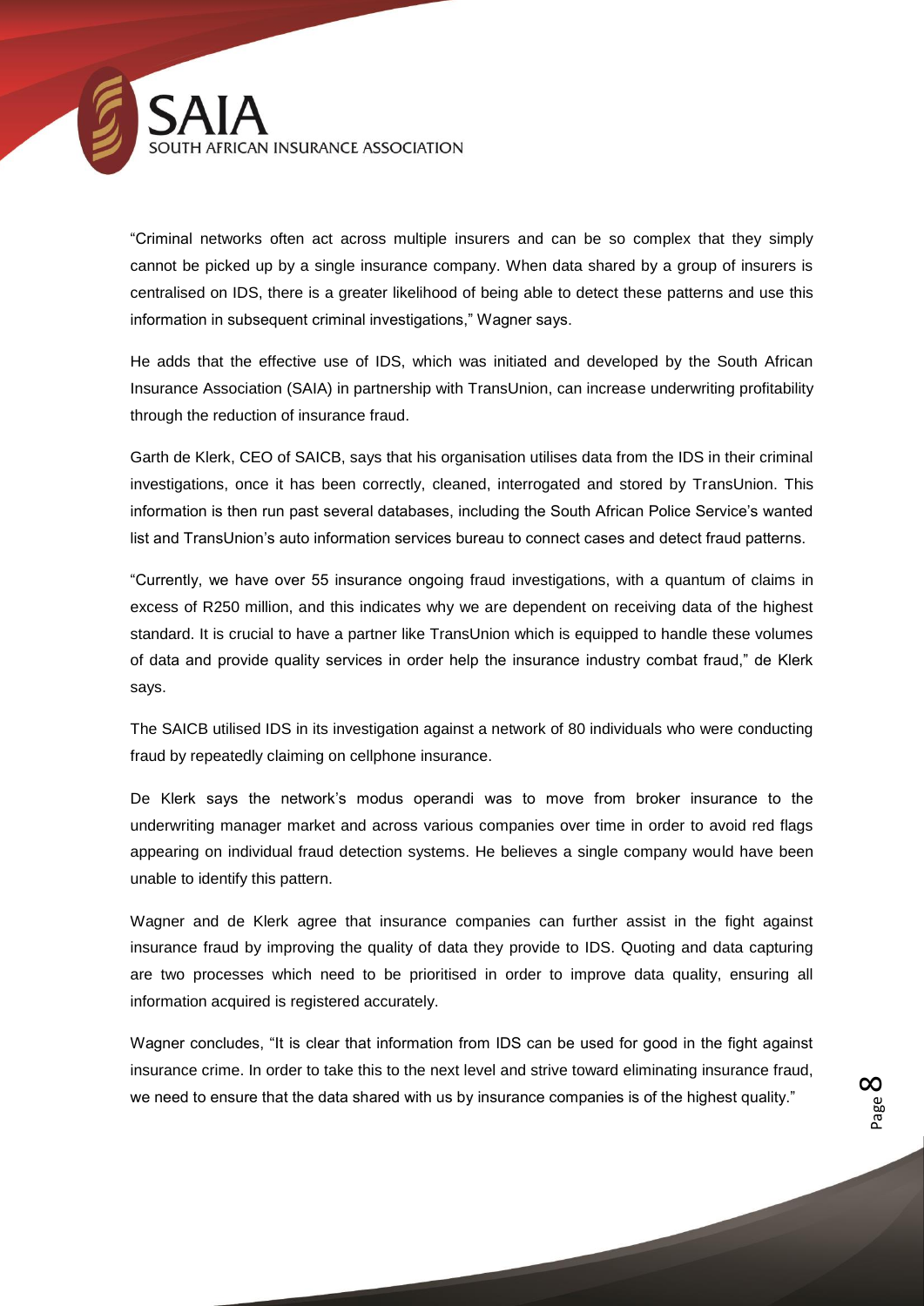"Criminal networks often act across multiple insurers and can be so complex that they simply cannot be picked up by a single insurance company. When data shared by a group of insurers is centralised on IDS, there is a greater likelihood of being able to detect these patterns and use this information in subsequent criminal investigations," Wagner says.

He adds that the effective use of IDS, which was initiated and developed by the South African Insurance Association (SAIA) in partnership with TransUnion, can increase underwriting profitability through the reduction of insurance fraud.

Garth de Klerk, CEO of SAICB, says that his organisation utilises data from the IDS in their criminal investigations, once it has been correctly, cleaned, interrogated and stored by TransUnion. This information is then run past several databases, including the South African Police Service's wanted list and TransUnion's auto information services bureau to connect cases and detect fraud patterns.

"Currently, we have over 55 insurance ongoing fraud investigations, with a quantum of claims in excess of R250 million, and this indicates why we are dependent on receiving data of the highest standard. It is crucial to have a partner like TransUnion which is equipped to handle these volumes of data and provide quality services in order help the insurance industry combat fraud," de Klerk says.

The SAICB utilised IDS in its investigation against a network of 80 individuals who were conducting fraud by repeatedly claiming on cellphone insurance.

De Klerk says the network's modus operandi was to move from broker insurance to the underwriting manager market and across various companies over time in order to avoid red flags appearing on individual fraud detection systems. He believes a single company would have been unable to identify this pattern.

Wagner and de Klerk agree that insurance companies can further assist in the fight against insurance fraud by improving the quality of data they provide to IDS. Quoting and data capturing are two processes which need to be prioritised in order to improve data quality, ensuring all information acquired is registered accurately.

Wagner concludes, "It is clear that information from IDS can be used for good in the fight against insurance crime. In order to take this to the next level and strive toward eliminating insurance fraud, we need to ensure that the data shared with us by insurance companies is of the highest quality."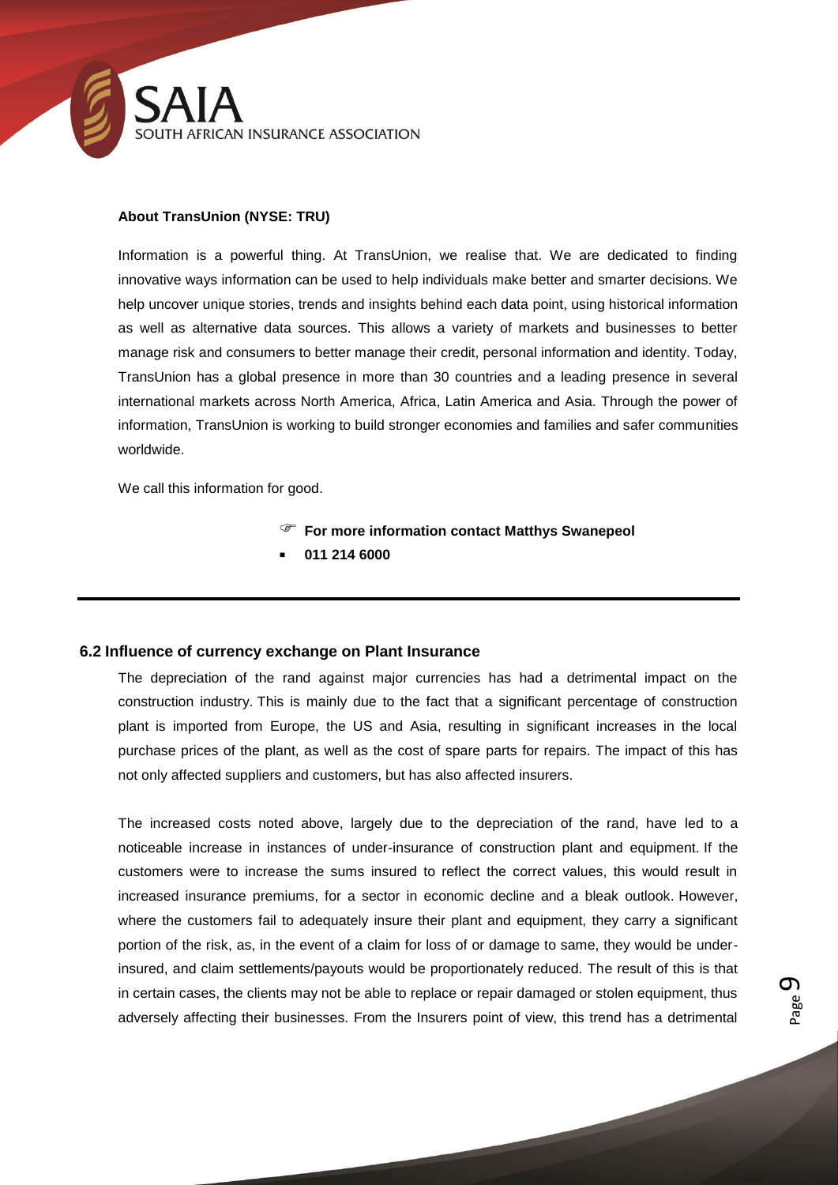**About TransUnion (NYSE: TRU)**

Information is a powerful thing. At TransUnion, we realise that. We are dedicated to finding innovative ways information can be used to help individuals make better and smarter decisions. We help uncover unique stories, trends and insights behind each data point, using historical information as well as alternative data sources. This allows a variety of markets and businesses to better manage risk and consumers to better manage their credit, personal information and identity. Today, TransUnion has a global presence in more than 30 countries and a leading presence in several international markets across North America, Africa, Latin America and Asia. Through the power of information, TransUnion is working to build stronger economies and families and safer communities worldwide.

We call this information for good.

- **For more information contact Matthys Swanepeol**
- **011 214 6000**

---

## 6.2 Influence of currency exchange on Plant Insurance

The depreciation of the rand against major currencies has had a detrimental impact on the construction industry. This is mainly due to the fact that a significant percentage of construction plant is imported from Europe, the US and Asia, resulting in significant increases in the local purchase prices of the plant, as well as the cost of spare parts for repairs. The impact of this has not only affected suppliers and customers, but has also affected insurers.

The increased costs noted above, largely due to the depreciation of the rand, have led to a noticeable increase in instances of under-insurance of construction plant and equipment. If the customers were to increase the sums insured to reflect the correct values, this would result in increased insurance premiums, for a sector in economic decline and a bleak outlook. However, where the customers fail to adequately insure their plant and equipment, they carry a significant portion of the risk, as, in the event of a claim for loss of or damage to same, they would be under-insured, and claim settlements/payouts would be proportionately reduced. The result of this is that in certain cases, the clients may not be able to replace or repair damaged or stolen equipment, thus adversely affecting their businesses. From the Insurers point of view, this trend has a detrimental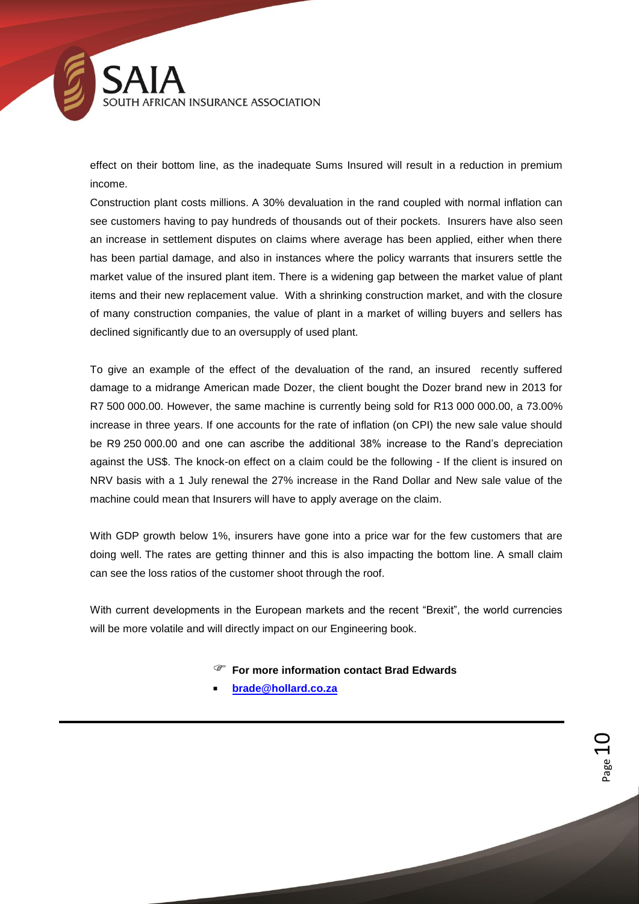effect on their bottom line, as the inadequate Sums Insured will result in a reduction in premium income.

Construction plant costs millions. A 30% devaluation in the rand coupled with normal inflation can see customers having to pay hundreds of thousands out of their pockets. Insurers have also seen an increase in settlement disputes on claims where average has been applied, either when there has been partial damage, and also in instances where the policy warrants that insurers settle the market value of the insured plant item. There is a widening gap between the market value of plant items and their new replacement value. With a shrinking construction market, and with the closure of many construction companies, the value of plant in a market of willing buyers and sellers has declined significantly due to an oversupply of used plant.

To give an example of the effect of the devaluation of the rand, an insured recently suffered damage to a midrange American made Dozer, the client bought the Dozer brand new in 2013 for R7 500 000.00. However, the same machine is currently being sold for R13 000 000.00, a 73.00% increase in three years. If one accounts for the rate of inflation (on CPI) the new sale value should be R9 250 000.00 and one can ascribe the additional 38% increase to the Rand's depreciation against the US$. The knock-on effect on a claim could be the following - If the client is insured on NRV basis with a 1 July renewal the 27% increase in the Rand Dollar and New sale value of the machine could mean that Insurers will have to apply average on the claim.

With GDP growth below 1%, insurers have gone into a price war for the few customers that are doing well. The rates are getting thinner and this is also impacting the bottom line. A small claim can see the loss ratios of the customer shoot through the roof.

With current developments in the European markets and the recent "Brexit", the world currencies will be more volatile and will directly impact on our Engineering book.

☞ **For more information contact Brad Edwards**

- **brade@hollard.co.za**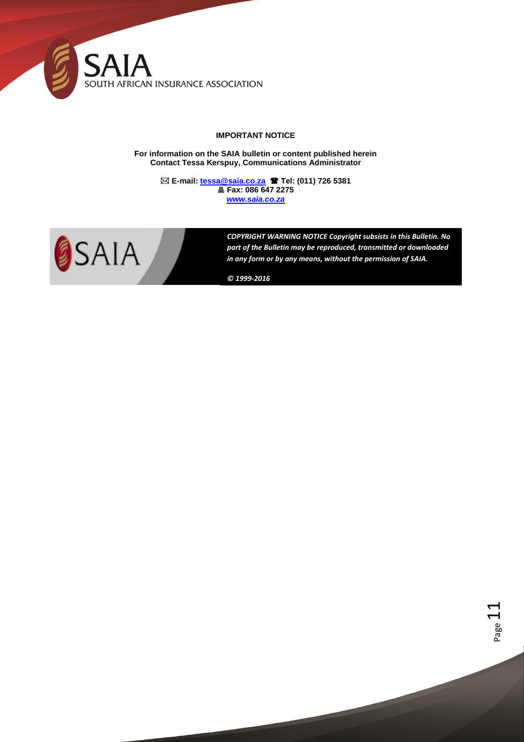**IMPORTANT NOTICE**

**For information on the SAIA bulletin or content published herein**
**Contact Tessa Kerspuy, Communications Administrator**

**E-mail: tessa@saia.co.za Tel: (011) 726 5381**
**Fax: 086 647 2275**
***www.saia.co.za***

***COPYRIGHT WARNING NOTICE Copyright subsists in this Bulletin. No part of the Bulletin may be reproduced, transmitted or downloaded in any form or by any means, without the permission of SAIA.***

***© 1999-2016***